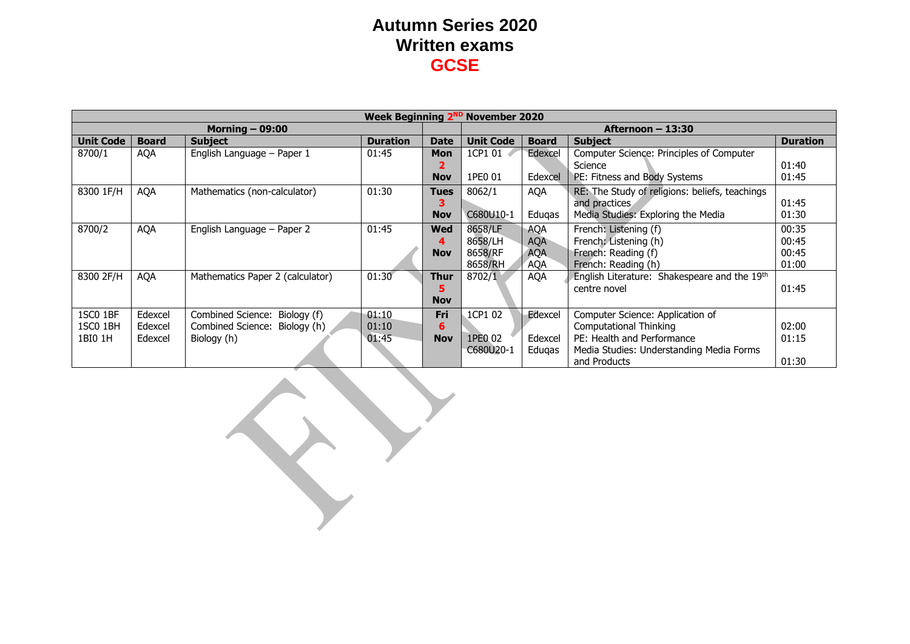# Autumn Series 2020
# Written exams
# GCSE

| Week Beginning 2ND November 2020 | | | | | | | | |
|---|---|---|---|---|---|---|---|---|
| Morning – 09:00 | | | | | Afternoon – 13:30 | | | |
| **Unit Code** | **Board** | **Subject** | **Duration** | **Date** | **Unit Code** | **Board** | **Subject** | **Duration** |
| 8700/1 | AQA | English Language – Paper 1 | 01:45 | **Mon 2 Nov** | 1CP1 01<br>1PE0 01 | Edexcel<br>Edexcel | Computer Science: Principles of Computer Science<br>PE: Fitness and Body Systems | 01:40<br>01:45 |
| 8300 1F/H | AQA | Mathematics (non-calculator) | 01:30 | **Tues 3 Nov** | 8062/1<br>C680U10-1 | AQA<br>Eduqas | RE: The Study of religions: beliefs, teachings and practices<br>Media Studies: Exploring the Media | 01:45<br>01:30 |
| 8700/2 | AQA | English Language – Paper 2 | 01:45 | **Wed 4 Nov** | 8658/LF<br>8658/LH<br>8658/RF<br>8658/RH | AQA<br>AQA<br>AQA<br>AQA | French: Listening (f)<br>French: Listening (h)<br>French: Reading (f)<br>French: Reading (h) | 00:35<br>00:45<br>00:45<br>01:00 |
| 8300 2F/H | AQA | Mathematics Paper 2 (calculator) | 01:30 | **Thur 5 Nov** | 8702/1 | AQA | English Literature: Shakespeare and the 19th centre novel | 01:45 |
| 1SC0 1BF<br>1SC0 1BH<br>1BI0 1H | Edexcel<br>Edexcel<br>Edexcel | Combined Science: Biology (f)<br>Combined Science: Biology (h)<br>Biology (h) | 01:10<br>01:10<br>01:45 | **Fri 6 Nov** | 1CP1 02<br>1PE0 02<br>C680U20-1 | Edexcel<br>Edexcel<br>Eduqas | Computer Science: Application of Computational Thinking<br>PE: Health and Performance<br>Media Studies: Understanding Media Forms and Products | 02:00<br>01:15<br>01:30 |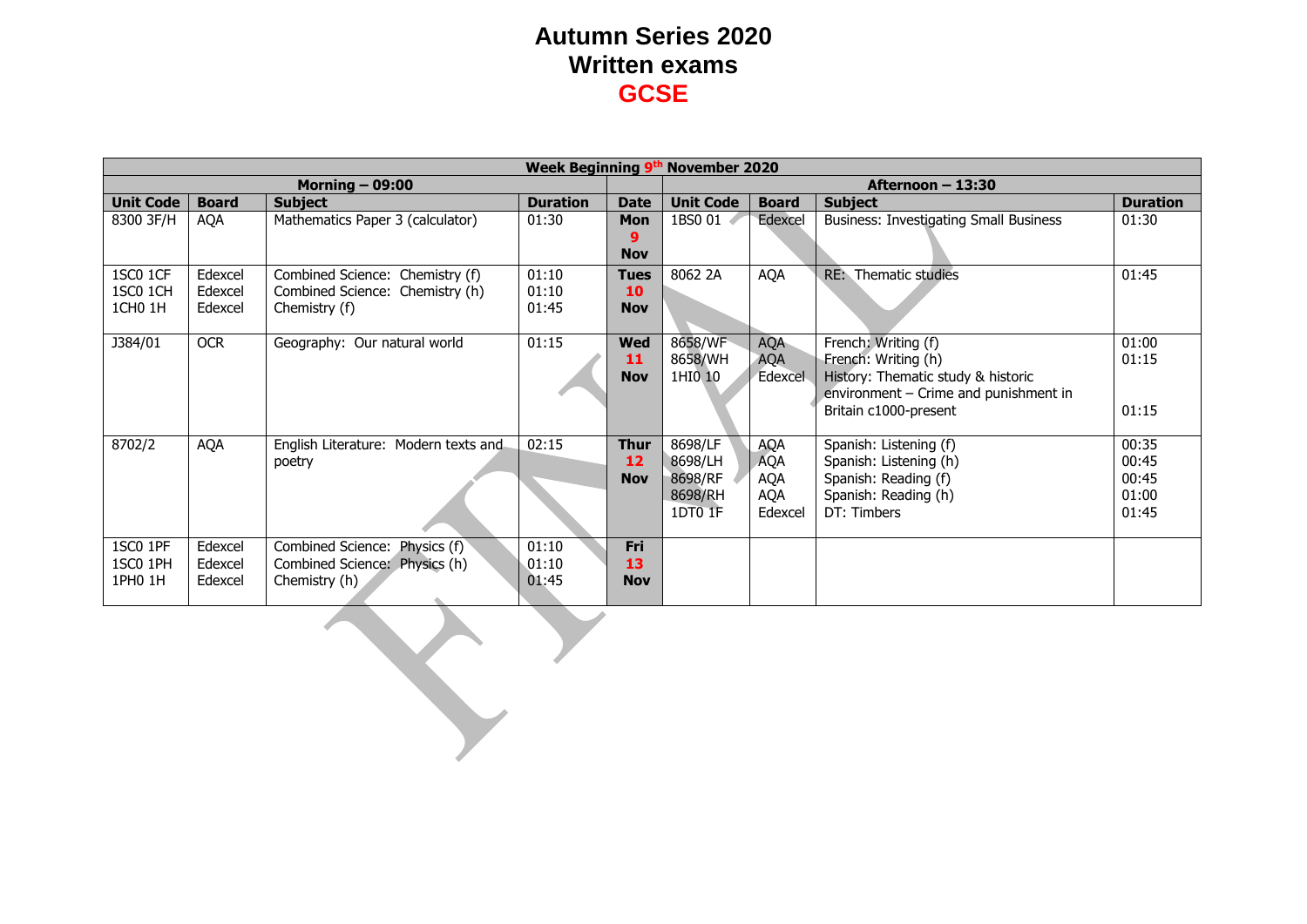# Autumn Series 2020
# Written exams
# GCSE

| Week Beginning 9th November 2020 | | | | | | | | |
|---|---|---|---|---|---|---|---|---|
| **Morning – 09:00** | | | | | **Afternoon – 13:30** | | | |
| **Unit Code** | **Board** | **Subject** | **Duration** | **Date** | **Unit Code** | **Board** | **Subject** | **Duration** |
| 8300 3F/H | AQA | Mathematics Paper 3 (calculator) | 01:30 | **Mon 9 Nov** | 1BS0 01 | Edexcel | Business: Investigating Small Business | 01:30 |
| 1SC0 1CF<br>1SC0 1CH<br>1CH0 1H | Edexcel<br>Edexcel<br>Edexcel | Combined Science: Chemistry (f)<br>Combined Science: Chemistry (h)<br>Chemistry (f) | 01:10<br>01:10<br>01:45 | **Tues 10 Nov** | 8062 2A | AQA | RE: Thematic studies | 01:45 |
| J384/01 | OCR | Geography: Our natural world | 01:15 | **Wed 11 Nov** | 8658/WF<br>8658/WH<br>1HI0 10 | AQA<br>AQA<br>Edexcel | French: Writing (f)<br>French: Writing (h)<br>History: Thematic study & historic environment – Crime and punishment in Britain c1000-present | 01:00<br>01:15<br>01:15 |
| 8702/2 | AQA | English Literature: Modern texts and poetry | 02:15 | **Thur 12 Nov** | 8698/LF<br>8698/LH<br>8698/RF<br>8698/RH<br>1DT0 1F | AQA<br>AQA<br>AQA<br>AQA<br>Edexcel | Spanish: Listening (f)<br>Spanish: Listening (h)<br>Spanish: Reading (f)<br>Spanish: Reading (h)<br>DT: Timbers | 00:35<br>00:45<br>00:45<br>01:00<br>01:45 |
| 1SC0 1PF<br>1SC0 1PH<br>1PH0 1H | Edexcel<br>Edexcel<br>Edexcel | Combined Science: Physics (f)<br>Combined Science: Physics (h)<br>Chemistry (h) | 01:10<br>01:10<br>01:45 | **Fri 13 Nov** | | | | |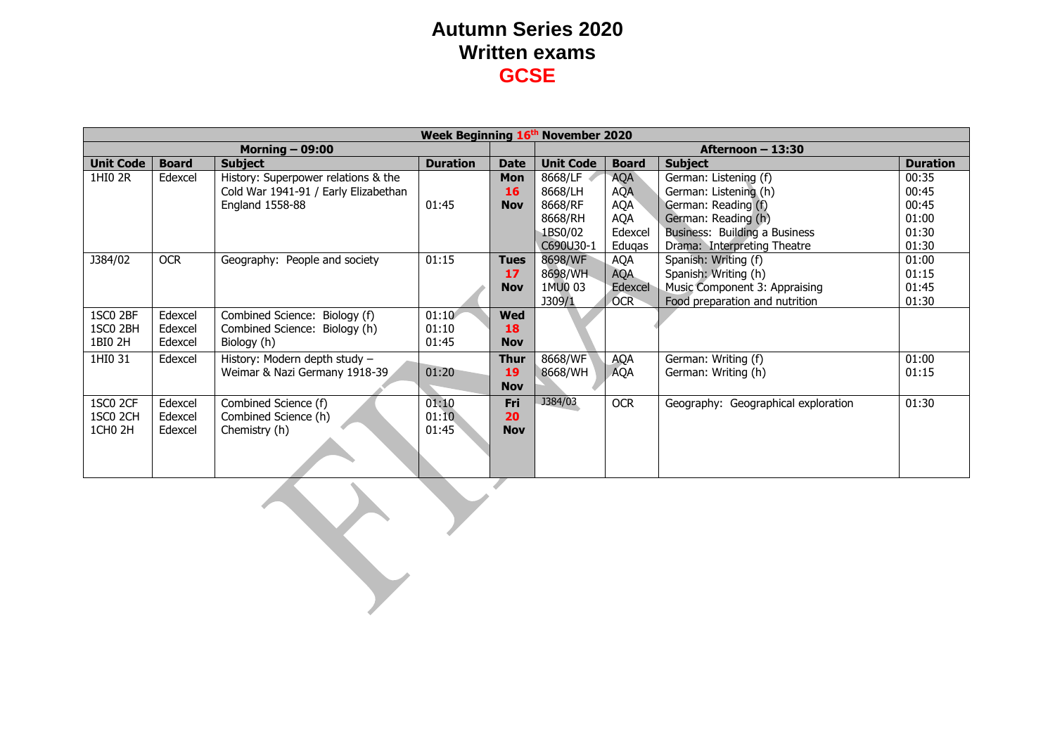# Autumn Series 2020
# Written exams
# GCSE

| Week Beginning 16th November 2020 | | | | | | | | |
|---|---|---|---|---|---|---|---|---|
| **Morning – 09:00** | | | | | **Afternoon – 13:30** | | | |
| **Unit Code** | **Board** | **Subject** | **Duration** | **Date** | **Unit Code** | **Board** | **Subject** | **Duration** |
| 1HI0 2R | Edexcel | History: Superpower relations & the Cold War 1941-91 / Early Elizabethan England 1558-88 | 01:45 | **Mon 16 Nov** | 8668/LF<br>8668/LH<br>8668/RF<br>8668/RH<br>1BS0/02<br>C690U30-1 | AQA<br>AQA<br>AQA<br>AQA<br>Edexcel<br>Eduqas | German: Listening (f)<br>German: Listening (h)<br>German: Reading (f)<br>German: Reading (h)<br>Business: Building a Business<br>Drama: Interpreting Theatre | 00:35<br>00:45<br>00:45<br>01:00<br>01:30<br>01:30 |
| J384/02 | OCR | Geography: People and society | 01:15 | **Tues 17 Nov** | 8698/WF<br>8698/WH<br>1MU0 03<br>J309/1 | AQA<br>AQA<br>Edexcel<br>OCR | Spanish: Writing (f)<br>Spanish: Writing (h)<br>Music Component 3: Appraising<br>Food preparation and nutrition | 01:00<br>01:15<br>01:45<br>01:30 |
| 1SC0 2BF<br>1SC0 2BH<br>1BI0 2H | Edexcel<br>Edexcel<br>Edexcel | Combined Science: Biology (f)<br>Combined Science: Biology (h)<br>Biology (h) | 01:10<br>01:10<br>01:45 | **Wed 18 Nov** | | | | |
| 1HI0 31 | Edexcel | History: Modern depth study – Weimar & Nazi Germany 1918-39 | 01:20 | **Thur 19 Nov** | 8668/WF<br>8668/WH | AQA<br>AQA | German: Writing (f)<br>German: Writing (h) | 01:00<br>01:15 |
| 1SC0 2CF<br>1SC0 2CH<br>1CH0 2H | Edexcel<br>Edexcel<br>Edexcel | Combined Science (f)<br>Combined Science (h)<br>Chemistry (h) | 01:10<br>01:10<br>01:45 | **Fri 20 Nov** | J384/03 | OCR | Geography: Geographical exploration | 01:30 |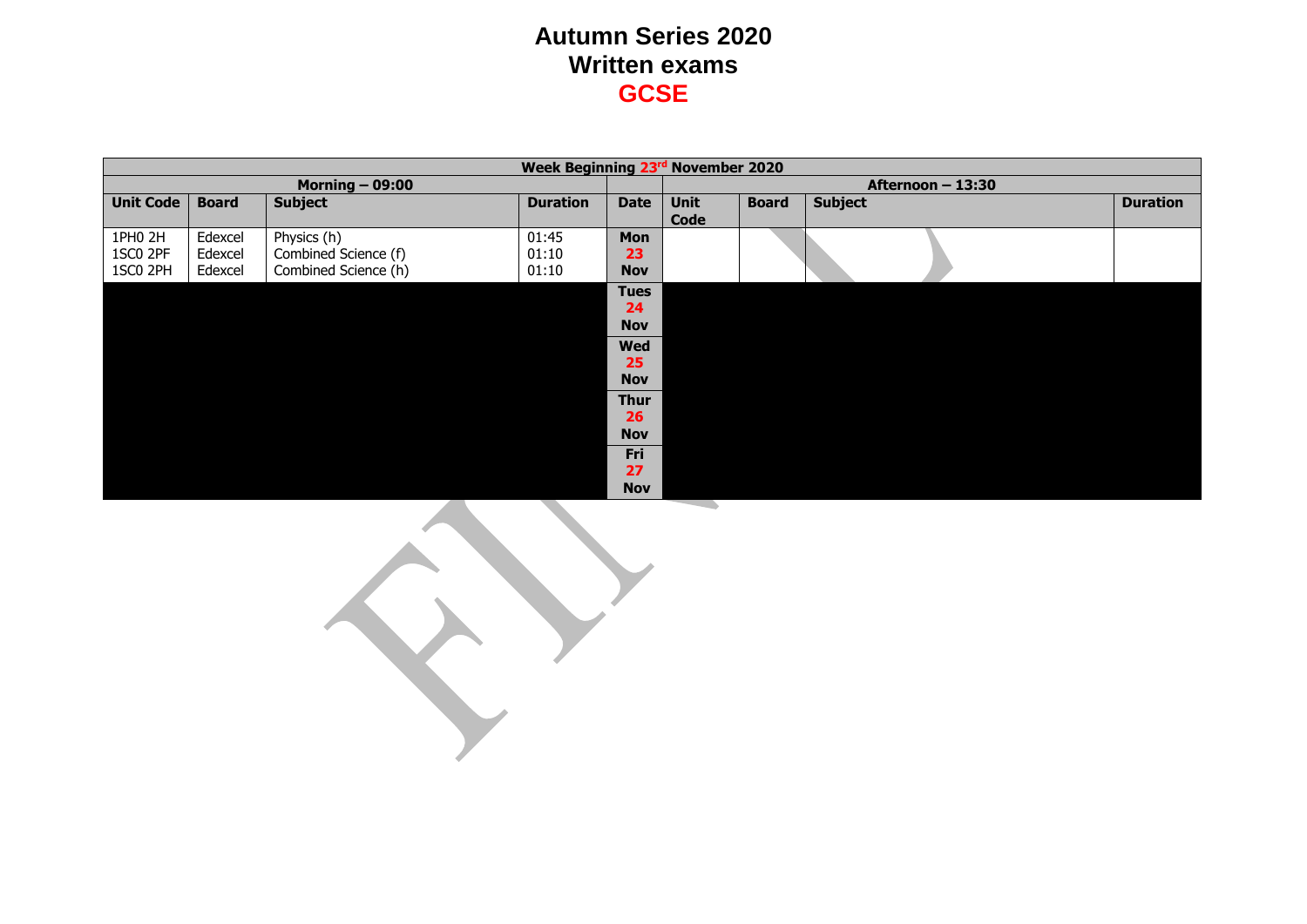# Autumn Series 2020
## Written exams
## GCSE

| Week Beginning 23rd November 2020 | | | | | | | | |
|---|---|---|---|---|---|---|---|---|
| Morning – 09:00 | | | | | Afternoon – 13:30 | | | |
| **Unit Code** | **Board** | **Subject** | **Duration** | **Date** | **Unit Code** | **Board** | **Subject** | **Duration** |
| 1PH0 2H<br>1SC0 2PF<br>1SC0 2PH | Edexcel<br>Edexcel<br>Edexcel | Physics (h)<br>Combined Science (f)<br>Combined Science (h) | 01:45<br>01:10<br>01:10 | **Mon 23 Nov** | | | | |
| | | | | **Tues 24 Nov** | | | | |
| | | | | **Wed 25 Nov** | | | | |
| | | | | **Thur 26 Nov** | | | | |
| | | | | **Fri 27 Nov** | | | | |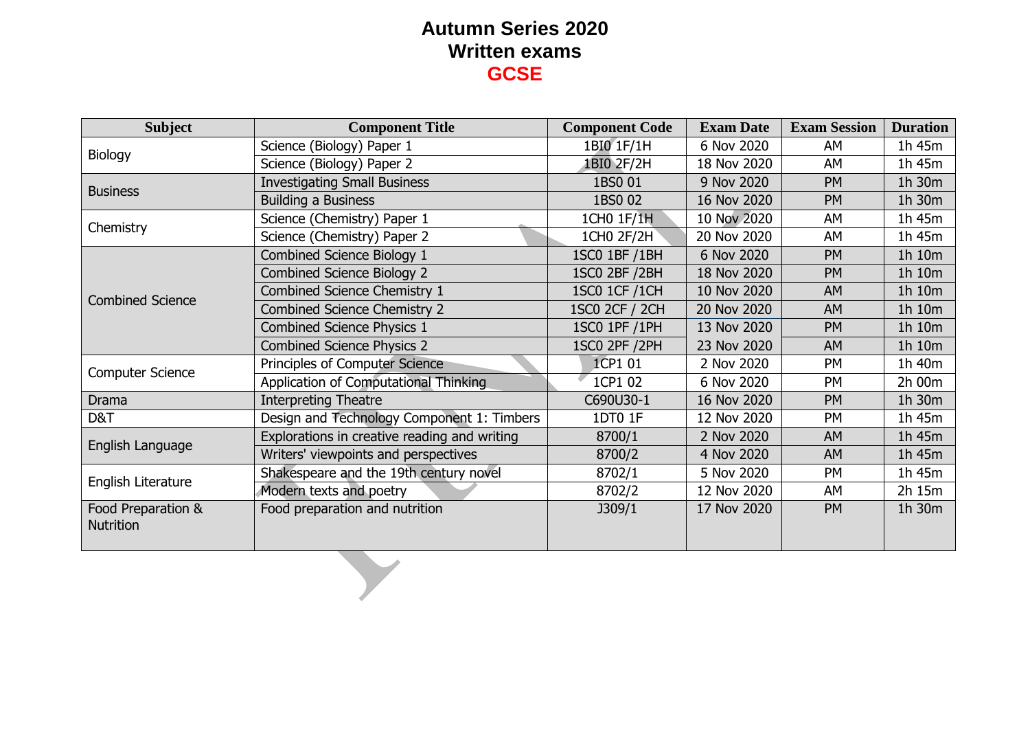# Autumn Series 2020
## Written exams
## GCSE

| Subject | Component Title | Component Code | Exam Date | Exam Session | Duration |
|---|---|---|---|---|---|
| Biology | Science (Biology) Paper 1 | 1BI0 1F/1H | 6 Nov 2020 | AM | 1h 45m |
| | Science (Biology) Paper 2 | 1BI0 2F/2H | 18 Nov 2020 | AM | 1h 45m |
| Business | Investigating Small Business | 1BS0 01 | 9 Nov 2020 | PM | 1h 30m |
| | Building a Business | 1BS0 02 | 16 Nov 2020 | PM | 1h 30m |
| Chemistry | Science (Chemistry) Paper 1 | 1CH0 1F/1H | 10 Nov 2020 | AM | 1h 45m |
| | Science (Chemistry) Paper 2 | 1CH0 2F/2H | 20 Nov 2020 | AM | 1h 45m |
| Combined Science | Combined Science Biology 1 | 1SC0 1BF /1BH | 6 Nov 2020 | PM | 1h 10m |
| | Combined Science Biology 2 | 1SC0 2BF /2BH | 18 Nov 2020 | PM | 1h 10m |
| | Combined Science Chemistry 1 | 1SC0 1CF /1CH | 10 Nov 2020 | AM | 1h 10m |
| | Combined Science Chemistry 2 | 1SC0 2CF / 2CH | 20 Nov 2020 | AM | 1h 10m |
| | Combined Science Physics 1 | 1SC0 1PF /1PH | 13 Nov 2020 | PM | 1h 10m |
| | Combined Science Physics 2 | 1SC0 2PF /2PH | 23 Nov 2020 | AM | 1h 10m |
| Computer Science | Principles of Computer Science | 1CP1 01 | 2 Nov 2020 | PM | 1h 40m |
| | Application of Computational Thinking | 1CP1 02 | 6 Nov 2020 | PM | 2h 00m |
| Drama | Interpreting Theatre | C690U30-1 | 16 Nov 2020 | PM | 1h 30m |
| D&T | Design and Technology Component 1: Timbers | 1DT0 1F | 12 Nov 2020 | PM | 1h 45m |
| English Language | Explorations in creative reading and writing | 8700/1 | 2 Nov 2020 | AM | 1h 45m |
| | Writers' viewpoints and perspectives | 8700/2 | 4 Nov 2020 | AM | 1h 45m |
| English Literature | Shakespeare and the 19th century novel | 8702/1 | 5 Nov 2020 | PM | 1h 45m |
| | Modern texts and poetry | 8702/2 | 12 Nov 2020 | AM | 2h 15m |
| Food Preparation & Nutrition | Food preparation and nutrition | J309/1 | 17 Nov 2020 | PM | 1h 30m |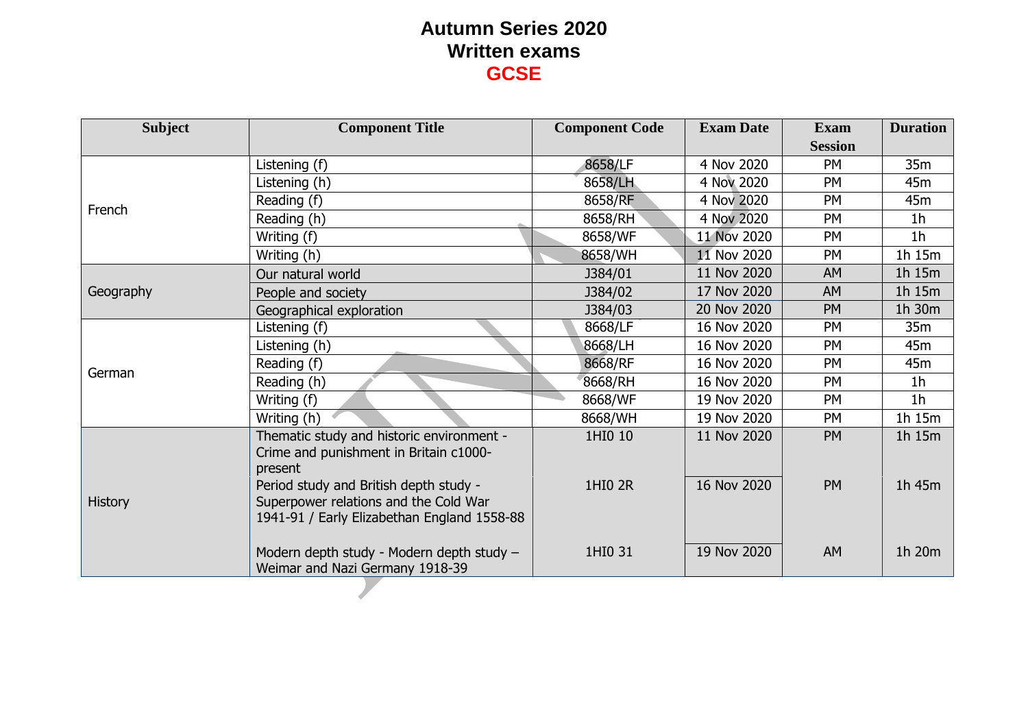# Autumn Series 2020

# Written exams

# GCSE

| Subject | Component Title | Component Code | Exam Date | Exam Session | Duration |
|---|---|---|---|---|---|
| French | Listening (f) | 8658/LF | 4 Nov 2020 | PM | 35m |
| | Listening (h) | 8658/LH | 4 Nov 2020 | PM | 45m |
| | Reading (f) | 8658/RF | 4 Nov 2020 | PM | 45m |
| | Reading (h) | 8658/RH | 4 Nov 2020 | PM | 1h |
| | Writing (f) | 8658/WF | 11 Nov 2020 | PM | 1h |
| | Writing (h) | 8658/WH | 11 Nov 2020 | PM | 1h 15m |
| Geography | Our natural world | J384/01 | 11 Nov 2020 | AM | 1h 15m |
| | People and society | J384/02 | 17 Nov 2020 | AM | 1h 15m |
| | Geographical exploration | J384/03 | 20 Nov 2020 | PM | 1h 30m |
| German | Listening (f) | 8668/LF | 16 Nov 2020 | PM | 35m |
| | Listening (h) | 8668/LH | 16 Nov 2020 | PM | 45m |
| | Reading (f) | 8668/RF | 16 Nov 2020 | PM | 45m |
| | Reading (h) | 8668/RH | 16 Nov 2020 | PM | 1h |
| | Writing (f) | 8668/WF | 19 Nov 2020 | PM | 1h |
| | Writing (h) | 8668/WH | 19 Nov 2020 | PM | 1h 15m |
| History | Thematic study and historic environment - Crime and punishment in Britain c1000-present | 1HI0 10 | 11 Nov 2020 | PM | 1h 15m |
| | Period study and British depth study - Superpower relations and the Cold War 1941-91 / Early Elizabethan England 1558-88 | 1HI0 2R | 16 Nov 2020 | PM | 1h 45m |
| | Modern depth study - Modern depth study – Weimar and Nazi Germany 1918-39 | 1HI0 31 | 19 Nov 2020 | AM | 1h 20m |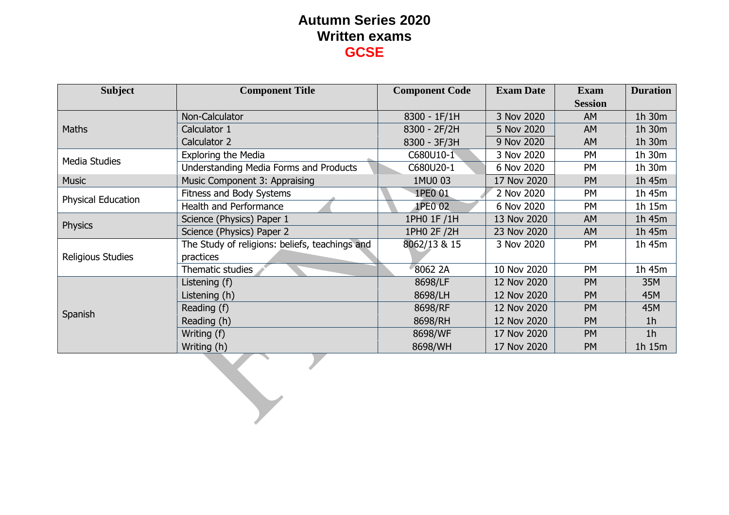# Autumn Series 2020
# Written exams
# GCSE

| Subject | Component Title | Component Code | Exam Date | Exam Session | Duration |
|---|---|---|---|---|---|
| Maths | Non-Calculator | 8300 - 1F/1H | 3 Nov 2020 | AM | 1h 30m |
| | Calculator 1 | 8300 - 2F/2H | 5 Nov 2020 | AM | 1h 30m |
| | Calculator 2 | 8300 - 3F/3H | 9 Nov 2020 | AM | 1h 30m |
| Media Studies | Exploring the Media | C680U10-1 | 3 Nov 2020 | PM | 1h 30m |
| | Understanding Media Forms and Products | C680U20-1 | 6 Nov 2020 | PM | 1h 30m |
| Music | Music Component 3: Appraising | 1MU0 03 | 17 Nov 2020 | PM | 1h 45m |
| Physical Education | Fitness and Body Systems | 1PE0 01 | 2 Nov 2020 | PM | 1h 45m |
| | Health and Performance | 1PE0 02 | 6 Nov 2020 | PM | 1h 15m |
| Physics | Science (Physics) Paper 1 | 1PH0 1F /1H | 13 Nov 2020 | AM | 1h 45m |
| | Science (Physics) Paper 2 | 1PH0 2F /2H | 23 Nov 2020 | AM | 1h 45m |
| Religious Studies | The Study of religions: beliefs, teachings and practices | 8062/13 & 15 | 3 Nov 2020 | PM | 1h 45m |
| | Thematic studies | 8062 2A | 10 Nov 2020 | PM | 1h 45m |
| Spanish | Listening (f) | 8698/LF | 12 Nov 2020 | PM | 35M |
| | Listening (h) | 8698/LH | 12 Nov 2020 | PM | 45M |
| | Reading (f) | 8698/RF | 12 Nov 2020 | PM | 45M |
| | Reading (h) | 8698/RH | 12 Nov 2020 | PM | 1h |
| | Writing (f) | 8698/WF | 17 Nov 2020 | PM | 1h |
| | Writing (h) | 8698/WH | 17 Nov 2020 | PM | 1h 15m |